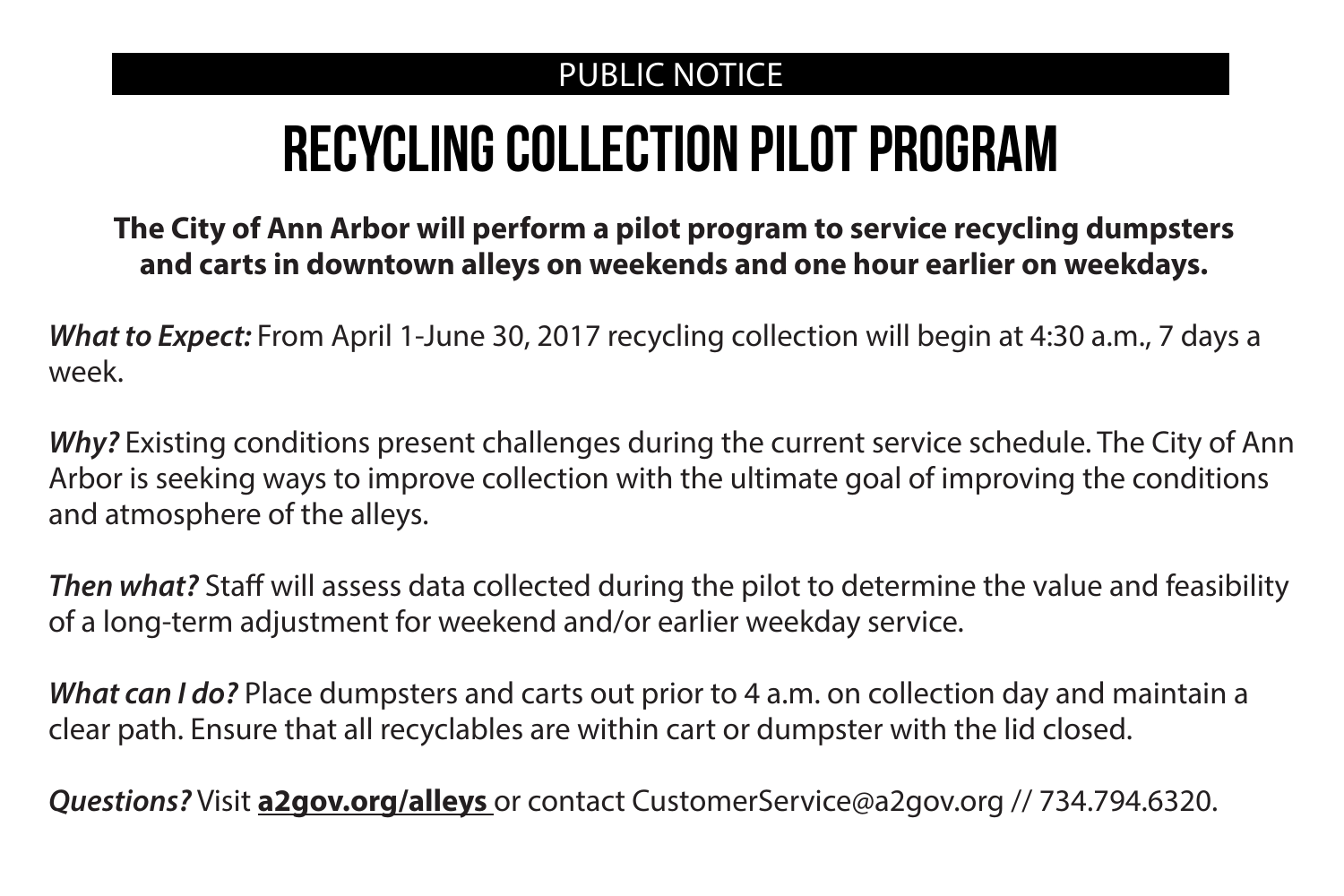PUBLIC NOTICE

# RECYCLING COLLECTION PILOT PROGRAM

**The City of Ann Arbor will perform a pilot program to service recycling dumpsters and carts in downtown alleys on weekends and one hour earlier on weekdays.**

***What to Expect:*** From April 1-June 30, 2017 recycling collection will begin at 4:30 a.m., 7 days a week.

***Why?*** Existing conditions present challenges during the current service schedule. The City of Ann Arbor is seeking ways to improve collection with the ultimate goal of improving the conditions and atmosphere of the alleys.

***Then what?*** Staff will assess data collected during the pilot to determine the value and feasibility of a long-term adjustment for weekend and/or earlier weekday service.

***What can I do?*** Place dumpsters and carts out prior to 4 a.m. on collection day and maintain a clear path. Ensure that all recyclables are within cart or dumpster with the lid closed.

***Questions?*** Visit **a2gov.org/alleys** or contact CustomerService@a2gov.org // 734.794.6320.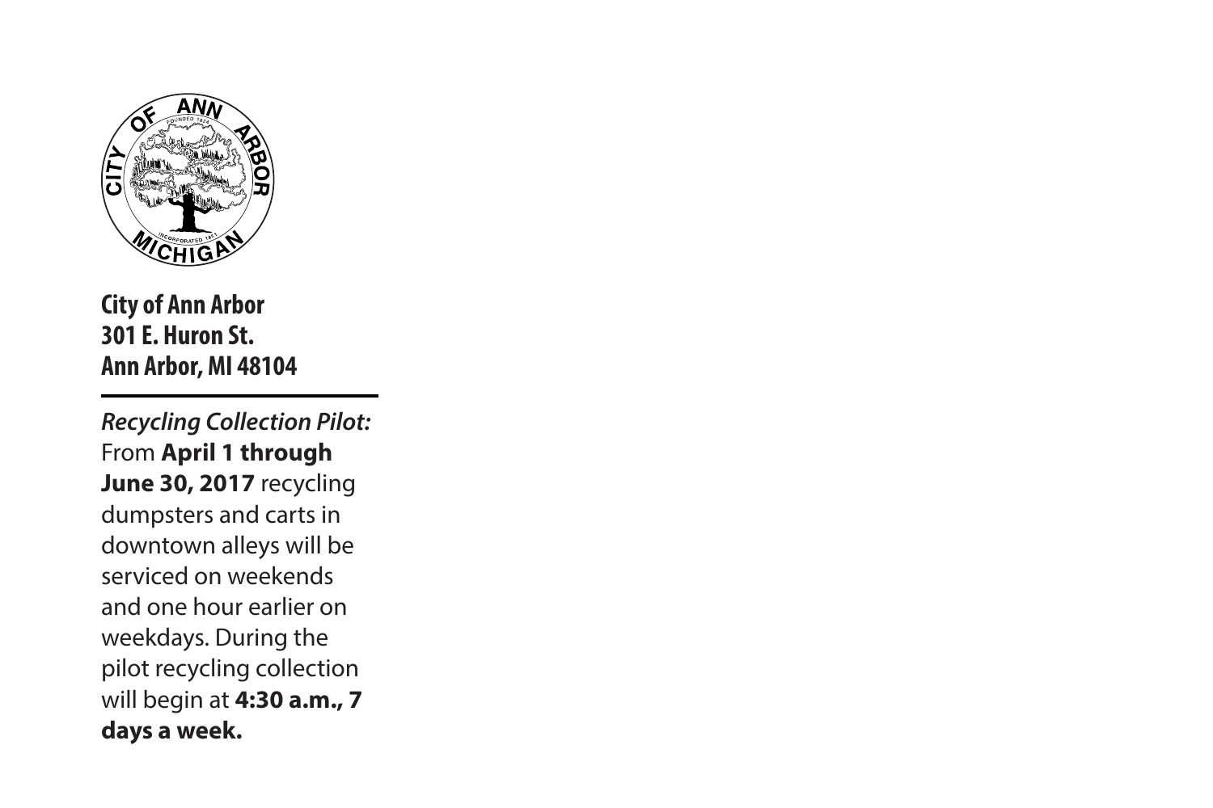**City of Ann Arbor**
**301 E. Huron St.**
**Ann Arbor, MI 48104**

---

***Recycling Collection Pilot:*** From **April 1 through June 30, 2017** recycling dumpsters and carts in downtown alleys will be serviced on weekends and one hour earlier on weekdays. During the pilot recycling collection will begin at **4:30 a.m., 7 days a week.**